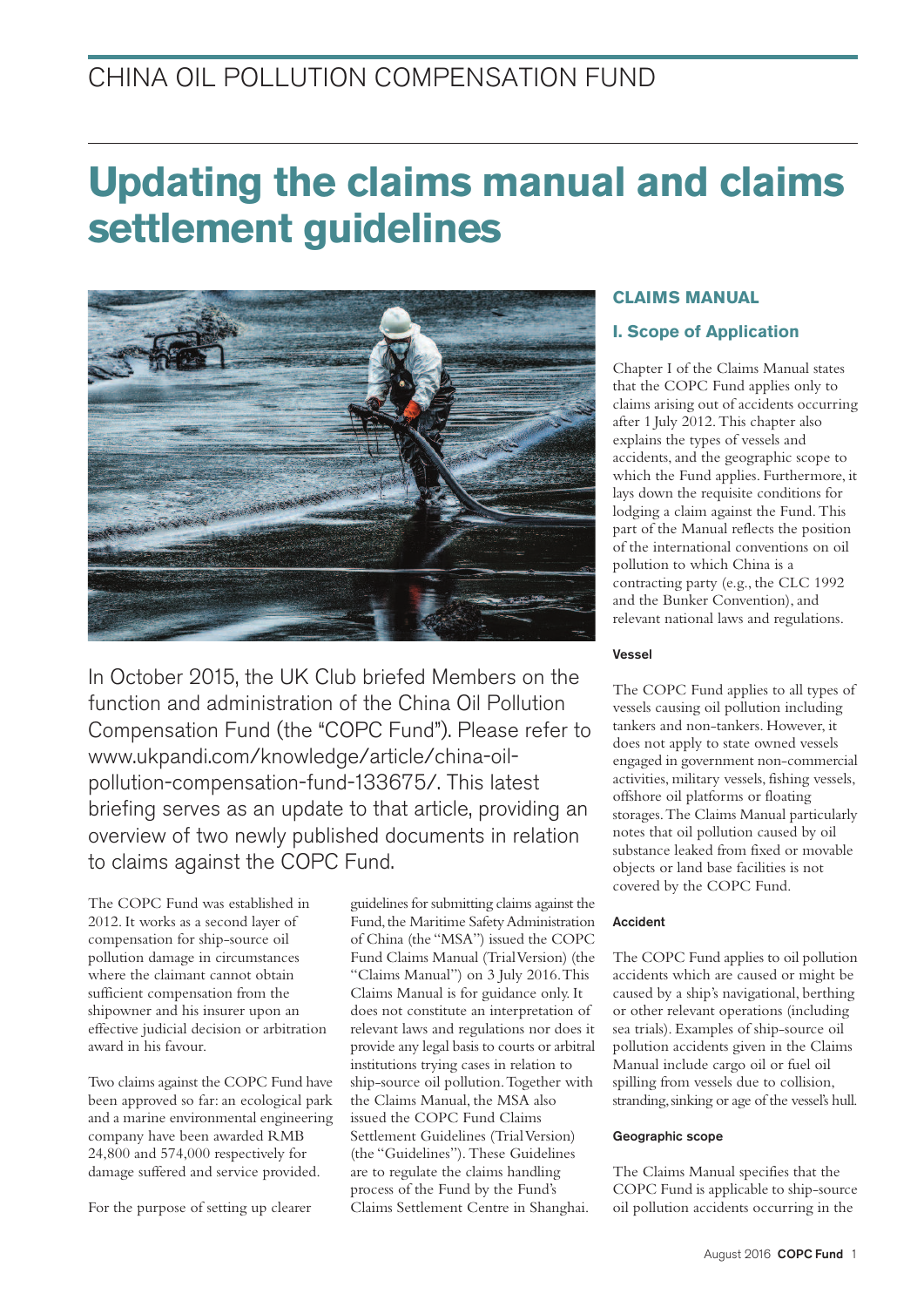CHINA OIL POLLUTION COMPENSATION FUND

# Updating the claims manual and claims settlement guidelines

In October 2015, the UK Club briefed Members on the function and administration of the China Oil Pollution Compensation Fund (the "COPC Fund"). Please refer to www.ukpandi.com/knowledge/article/china-oil-pollution-compensation-fund-133675/. This latest briefing serves as an update to that article, providing an overview of two newly published documents in relation to claims against the COPC Fund.

The COPC Fund was established in 2012. It works as a second layer of compensation for ship-source oil pollution damage in circumstances where the claimant cannot obtain sufficient compensation from the shipowner and his insurer upon an effective judicial decision or arbitration award in his favour.

Two claims against the COPC Fund have been approved so far: an ecological park and a marine environmental engineering company have been awarded RMB 24,800 and 574,000 respectively for damage suffered and service provided.

For the purpose of setting up clearer guidelines for submitting claims against the Fund, the Maritime Safety Administration of China (the "MSA") issued the COPC Fund Claims Manual (Trial Version) (the "Claims Manual") on 3 July 2016. This Claims Manual is for guidance only. It does not constitute an interpretation of relevant laws and regulations nor does it provide any legal basis to courts or arbitral institutions trying cases in relation to ship-source oil pollution. Together with the Claims Manual, the MSA also issued the COPC Fund Claims Settlement Guidelines (Trial Version) (the "Guidelines"). These Guidelines are to regulate the claims handling process of the Fund by the Fund's Claims Settlement Centre in Shanghai.

## CLAIMS MANUAL

### I. Scope of Application

Chapter I of the Claims Manual states that the COPC Fund applies only to claims arising out of accidents occurring after 1 July 2012. This chapter also explains the types of vessels and accidents, and the geographic scope to which the Fund applies. Furthermore, it lays down the requisite conditions for lodging a claim against the Fund. This part of the Manual reflects the position of the international conventions on oil pollution to which China is a contracting party (e.g., the CLC 1992 and the Bunker Convention), and relevant national laws and regulations.

#### Vessel

The COPC Fund applies to all types of vessels causing oil pollution including tankers and non-tankers. However, it does not apply to state owned vessels engaged in government non-commercial activities, military vessels, fishing vessels, offshore oil platforms or floating storages. The Claims Manual particularly notes that oil pollution caused by oil substance leaked from fixed or movable objects or land base facilities is not covered by the COPC Fund.

#### Accident

The COPC Fund applies to oil pollution accidents which are caused or might be caused by a ship's navigational, berthing or other relevant operations (including sea trials). Examples of ship-source oil pollution accidents given in the Claims Manual include cargo oil or fuel oil spilling from vessels due to collision, stranding, sinking or age of the vessel's hull.

#### Geographic scope

The Claims Manual specifies that the COPC Fund is applicable to ship-source oil pollution accidents occurring in the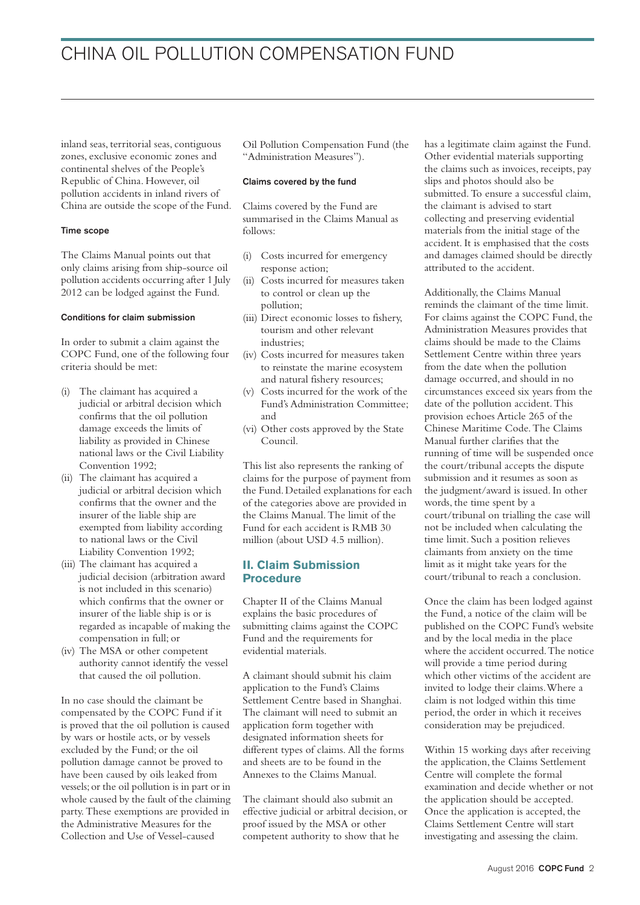inland seas, territorial seas, contiguous zones, exclusive economic zones and continental shelves of the People's Republic of China. However, oil pollution accidents in inland rivers of China are outside the scope of the Fund.

#### Time scope

The Claims Manual points out that only claims arising from ship-source oil pollution accidents occurring after 1 July 2012 can be lodged against the Fund.

#### Conditions for claim submission

In order to submit a claim against the COPC Fund, one of the following four criteria should be met:

(i) The claimant has acquired a judicial or arbitral decision which confirms that the oil pollution damage exceeds the limits of liability as provided in Chinese national laws or the Civil Liability Convention 1992;

(ii) The claimant has acquired a judicial or arbitral decision which confirms that the owner and the insurer of the liable ship are exempted from liability according to national laws or the Civil Liability Convention 1992;

(iii) The claimant has acquired a judicial decision (arbitration award is not included in this scenario) which confirms that the owner or insurer of the liable ship is or is regarded as incapable of making the compensation in full; or

(iv) The MSA or other competent authority cannot identify the vessel that caused the oil pollution.

In no case should the claimant be compensated by the COPC Fund if it is proved that the oil pollution is caused by wars or hostile acts, or by vessels excluded by the Fund; or the oil pollution damage cannot be proved to have been caused by oils leaked from vessels; or the oil pollution is in part or in whole caused by the fault of the claiming party. These exemptions are provided in the Administrative Measures for the Collection and Use of Vessel-caused Oil Pollution Compensation Fund (the "Administration Measures").

#### Claims covered by the fund

Claims covered by the Fund are summarised in the Claims Manual as follows:

(i) Costs incurred for emergency response action;

(ii) Costs incurred for measures taken to control or clean up the pollution;

(iii) Direct economic losses to fishery, tourism and other relevant industries;

(iv) Costs incurred for measures taken to reinstate the marine ecosystem and natural fishery resources;

(v) Costs incurred for the work of the Fund's Administration Committee; and

(vi) Other costs approved by the State Council.

This list also represents the ranking of claims for the purpose of payment from the Fund. Detailed explanations for each of the categories above are provided in the Claims Manual. The limit of the Fund for each accident is RMB 30 million (about USD 4.5 million).

## II. Claim Submission Procedure

Chapter II of the Claims Manual explains the basic procedures of submitting claims against the COPC Fund and the requirements for evidential materials.

A claimant should submit his claim application to the Fund's Claims Settlement Centre based in Shanghai. The claimant will need to submit an application form together with designated information sheets for different types of claims. All the forms and sheets are to be found in the Annexes to the Claims Manual.

The claimant should also submit an effective judicial or arbitral decision, or proof issued by the MSA or other competent authority to show that he has a legitimate claim against the Fund. Other evidential materials supporting the claims such as invoices, receipts, pay slips and photos should also be submitted. To ensure a successful claim, the claimant is advised to start collecting and preserving evidential materials from the initial stage of the accident. It is emphasised that the costs and damages claimed should be directly attributed to the accident.

Additionally, the Claims Manual reminds the claimant of the time limit. For claims against the COPC Fund, the Administration Measures provides that claims should be made to the Claims Settlement Centre within three years from the date when the pollution damage occurred, and should in no circumstances exceed six years from the date of the pollution accident. This provision echoes Article 265 of the Chinese Maritime Code. The Claims Manual further clarifies that the running of time will be suspended once the court/tribunal accepts the dispute submission and it resumes as soon as the judgment/award is issued. In other words, the time spent by a court/tribunal on trialling the case will not be included when calculating the time limit. Such a position relieves claimants from anxiety on the time limit as it might take years for the court/tribunal to reach a conclusion.

Once the claim has been lodged against the Fund, a notice of the claim will be published on the COPC Fund's website and by the local media in the place where the accident occurred. The notice will provide a time period during which other victims of the accident are invited to lodge their claims. Where a claim is not lodged within this time period, the order in which it receives consideration may be prejudiced.

Within 15 working days after receiving the application, the Claims Settlement Centre will complete the formal examination and decide whether or not the application should be accepted. Once the application is accepted, the Claims Settlement Centre will start investigating and assessing the claim.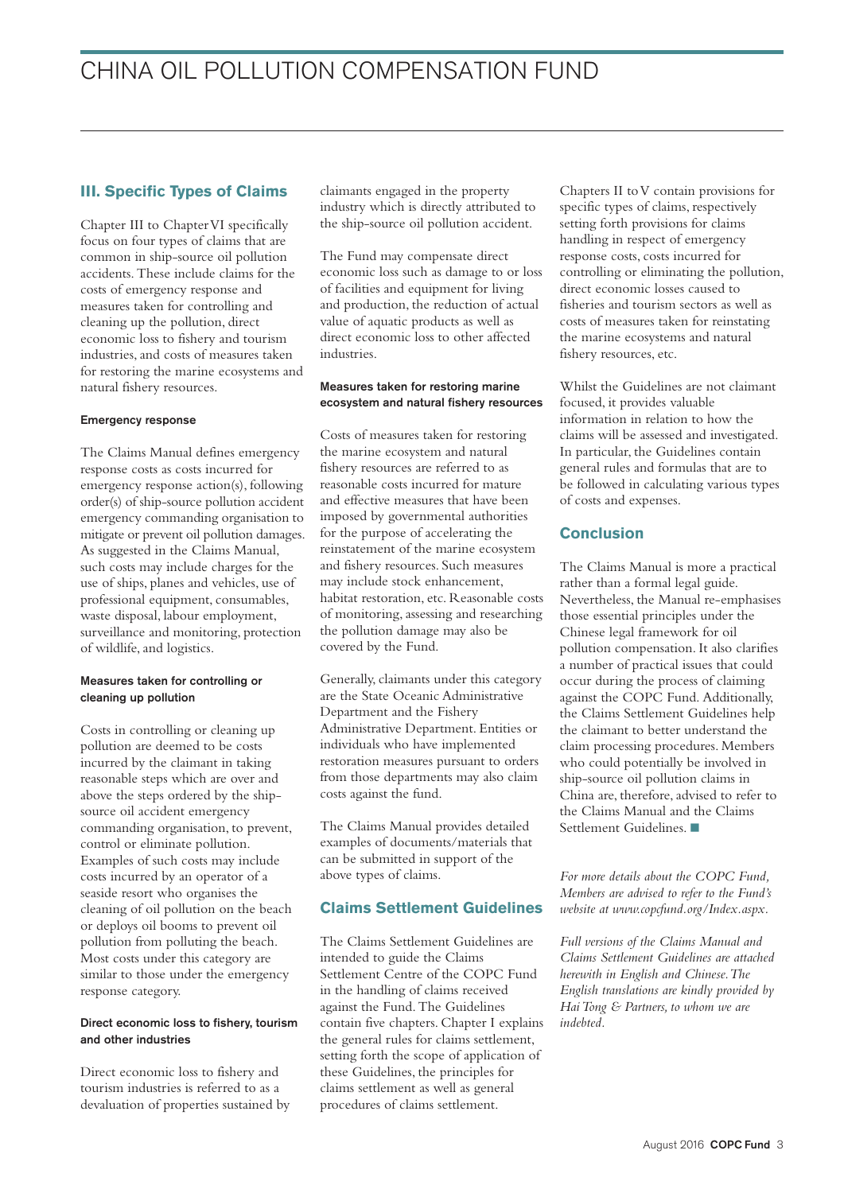## III. Specific Types of Claims

Chapter III to Chapter VI specifically focus on four types of claims that are common in ship-source oil pollution accidents. These include claims for the costs of emergency response and measures taken for controlling and cleaning up the pollution, direct economic loss to fishery and tourism industries, and costs of measures taken for restoring the marine ecosystems and natural fishery resources.

#### Emergency response

The Claims Manual defines emergency response costs as costs incurred for emergency response action(s), following order(s) of ship-source pollution accident emergency commanding organisation to mitigate or prevent oil pollution damages. As suggested in the Claims Manual, such costs may include charges for the use of ships, planes and vehicles, use of professional equipment, consumables, waste disposal, labour employment, surveillance and monitoring, protection of wildlife, and logistics.

#### Measures taken for controlling or cleaning up pollution

Costs in controlling or cleaning up pollution are deemed to be costs incurred by the claimant in taking reasonable steps which are over and above the steps ordered by the ship-source oil accident emergency commanding organisation, to prevent, control or eliminate pollution. Examples of such costs may include costs incurred by an operator of a seaside resort who organises the cleaning of oil pollution on the beach or deploys oil booms to prevent oil pollution from polluting the beach. Most costs under this category are similar to those under the emergency response category.

#### Direct economic loss to fishery, tourism and other industries

Direct economic loss to fishery and tourism industries is referred to as a devaluation of properties sustained by claimants engaged in the property industry which is directly attributed to the ship-source oil pollution accident.

The Fund may compensate direct economic loss such as damage to or loss of facilities and equipment for living and production, the reduction of actual value of aquatic products as well as direct economic loss to other affected industries.

#### Measures taken for restoring marine ecosystem and natural fishery resources

Costs of measures taken for restoring the marine ecosystem and natural fishery resources are referred to as reasonable costs incurred for mature and effective measures that have been imposed by governmental authorities for the purpose of accelerating the reinstatement of the marine ecosystem and fishery resources. Such measures may include stock enhancement, habitat restoration, etc. Reasonable costs of monitoring, assessing and researching the pollution damage may also be covered by the Fund.

Generally, claimants under this category are the State Oceanic Administrative Department and the Fishery Administrative Department. Entities or individuals who have implemented restoration measures pursuant to orders from those departments may also claim costs against the fund.

The Claims Manual provides detailed examples of documents/materials that can be submitted in support of the above types of claims.

## Claims Settlement Guidelines

The Claims Settlement Guidelines are intended to guide the Claims Settlement Centre of the COPC Fund in the handling of claims received against the Fund. The Guidelines contain five chapters. Chapter I explains the general rules for claims settlement, setting forth the scope of application of these Guidelines, the principles for claims settlement as well as general procedures of claims settlement.

Chapters II to V contain provisions for specific types of claims, respectively setting forth provisions for claims handling in respect of emergency response costs, costs incurred for controlling or eliminating the pollution, direct economic losses caused to fisheries and tourism sectors as well as costs of measures taken for reinstating the marine ecosystems and natural fishery resources, etc.

Whilst the Guidelines are not claimant focused, it provides valuable information in relation to how the claims will be assessed and investigated. In particular, the Guidelines contain general rules and formulas that are to be followed in calculating various types of costs and expenses.

## Conclusion

The Claims Manual is more a practical rather than a formal legal guide. Nevertheless, the Manual re-emphasises those essential principles under the Chinese legal framework for oil pollution compensation. It also clarifies a number of practical issues that could occur during the process of claiming against the COPC Fund. Additionally, the Claims Settlement Guidelines help the claimant to better understand the claim processing procedures. Members who could potentially be involved in ship-source oil pollution claims in China are, therefore, advised to refer to the Claims Manual and the Claims Settlement Guidelines. ■

*For more details about the COPC Fund, Members are advised to refer to the Fund's website at www.copcfund.org/Index.aspx.*

*Full versions of the Claims Manual and Claims Settlement Guidelines are attached herewith in English and Chinese. The English translations are kindly provided by Hai Tong & Partners, to whom we are indebted.*